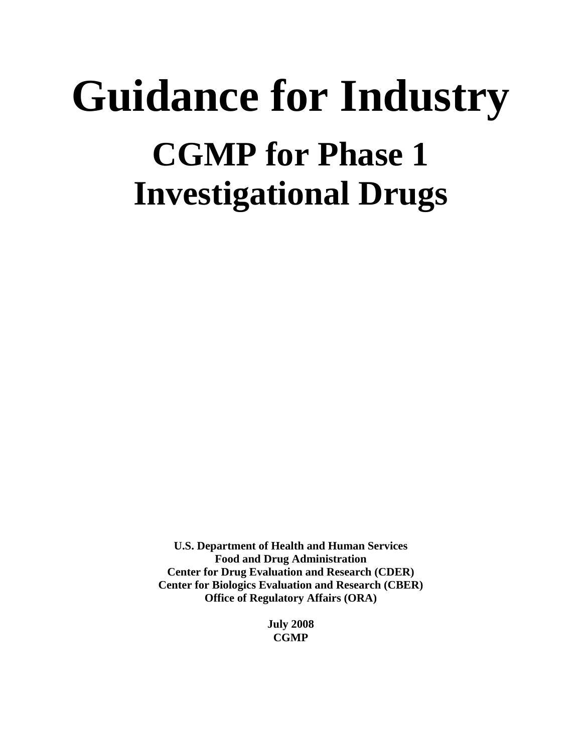# Guidance for Industry

## CGMP for Phase 1 Investigational Drugs

**U.S. Department of Health and Human Services**
**Food and Drug Administration**
**Center for Drug Evaluation and Research (CDER)**
**Center for Biologics Evaluation and Research (CBER)**
**Office of Regulatory Affairs (ORA)**

**July 2008**
**CGMP**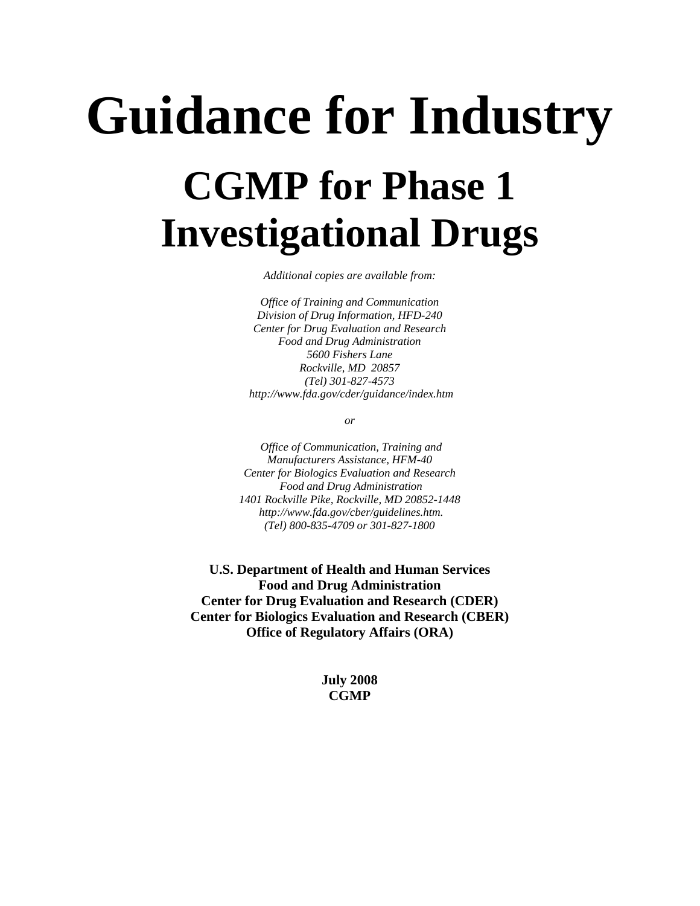# Guidance for Industry

## CGMP for Phase 1 Investigational Drugs

*Additional copies are available from:*

*Office of Training and Communication*
*Division of Drug Information, HFD-240*
*Center for Drug Evaluation and Research*
*Food and Drug Administration*
*5600 Fishers Lane*
*Rockville, MD 20857*
*(Tel) 301-827-4573*
*http://www.fda.gov/cder/guidance/index.htm*

*or*

*Office of Communication, Training and*
*Manufacturers Assistance, HFM-40*
*Center for Biologics Evaluation and Research*
*Food and Drug Administration*
*1401 Rockville Pike, Rockville, MD 20852-1448*
*http://www.fda.gov/cber/guidelines.htm.*
*(Tel) 800-835-4709 or 301-827-1800*

**U.S. Department of Health and Human Services**
**Food and Drug Administration**
**Center for Drug Evaluation and Research (CDER)**
**Center for Biologics Evaluation and Research (CBER)**
**Office of Regulatory Affairs (ORA)**

**July 2008**
**CGMP**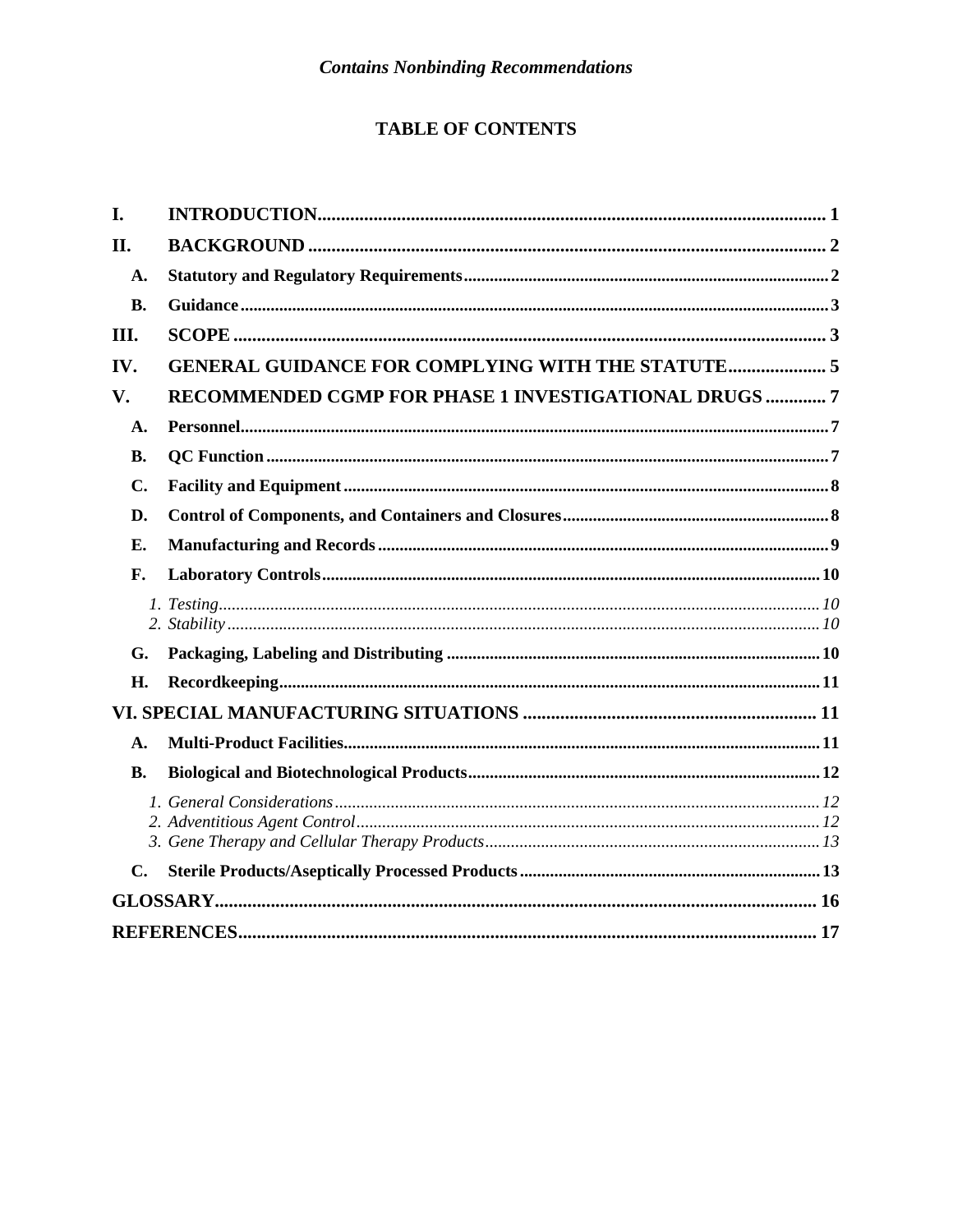*Contains Nonbinding Recommendations*

# TABLE OF CONTENTS

**I. INTRODUCTION** ... 1

**II. BACKGROUND** ... 2

- **A. Statutory and Regulatory Requirements** ... 2
- **B. Guidance** ... 3

**III. SCOPE** ... 3

**IV. GENERAL GUIDANCE FOR COMPLYING WITH THE STATUTE** ... 5

**V. RECOMMENDED CGMP FOR PHASE 1 INVESTIGATIONAL DRUGS** ... 7

- **A. Personnel** ... 7
- **B. QC Function** ... 7
- **C. Facility and Equipment** ... 8
- **D. Control of Components, and Containers and Closures** ... 8
- **E. Manufacturing and Records** ... 9
- **F. Laboratory Controls** ... 10
  1. *Testing* ... 10
  2. *Stability* ... 10
- **G. Packaging, Labeling and Distributing** ... 10
- **H. Recordkeeping** ... 11

**VI. SPECIAL MANUFACTURING SITUATIONS** ... 11

- **A. Multi-Product Facilities** ... 11
- **B. Biological and Biotechnological Products** ... 12
  1. *General Considerations* ... 12
  2. *Adventitious Agent Control* ... 12
  3. *Gene Therapy and Cellular Therapy Products* ... 13
- **C. Sterile Products/Aseptically Processed Products** ... 13

**GLOSSARY** ... 16

**REFERENCES** ... 17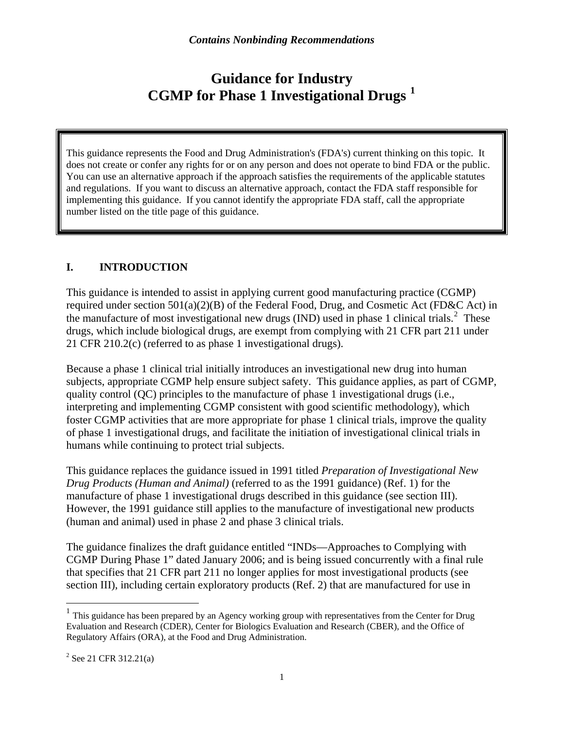*Contains Nonbinding Recommendations*

# Guidance for Industry CGMP for Phase 1 Investigational Drugs [1]

> This guidance represents the Food and Drug Administration's (FDA's) current thinking on this topic. It does not create or confer any rights for or on any person and does not operate to bind FDA or the public. You can use an alternative approach if the approach satisfies the requirements of the applicable statutes and regulations. If you want to discuss an alternative approach, contact the FDA staff responsible for implementing this guidance. If you cannot identify the appropriate FDA staff, call the appropriate number listed on the title page of this guidance.

## I. INTRODUCTION

This guidance is intended to assist in applying current good manufacturing practice (CGMP) required under section 501(a)(2)(B) of the Federal Food, Drug, and Cosmetic Act (FD&C Act) in the manufacture of most investigational new drugs (IND) used in phase 1 clinical trials.[2] These drugs, which include biological drugs, are exempt from complying with 21 CFR part 211 under 21 CFR 210.2(c) (referred to as phase 1 investigational drugs).

Because a phase 1 clinical trial initially introduces an investigational new drug into human subjects, appropriate CGMP help ensure subject safety. This guidance applies, as part of CGMP, quality control (QC) principles to the manufacture of phase 1 investigational drugs (i.e., interpreting and implementing CGMP consistent with good scientific methodology), which foster CGMP activities that are more appropriate for phase 1 clinical trials, improve the quality of phase 1 investigational drugs, and facilitate the initiation of investigational clinical trials in humans while continuing to protect trial subjects.

This guidance replaces the guidance issued in 1991 titled *Preparation of Investigational New Drug Products (Human and Animal)* (referred to as the 1991 guidance) (Ref. 1) for the manufacture of phase 1 investigational drugs described in this guidance (see section III). However, the 1991 guidance still applies to the manufacture of investigational new products (human and animal) used in phase 2 and phase 3 clinical trials.

The guidance finalizes the draft guidance entitled "INDs—Approaches to Complying with CGMP During Phase 1" dated January 2006; and is being issued concurrently with a final rule that specifies that 21 CFR part 211 no longer applies for most investigational products (see section III), including certain exploratory products (Ref. 2) that are manufactured for use in

---

[1] This guidance has been prepared by an Agency working group with representatives from the Center for Drug Evaluation and Research (CDER), Center for Biologics Evaluation and Research (CBER), and the Office of Regulatory Affairs (ORA), at the Food and Drug Administration.

[2] See 21 CFR 312.21(a)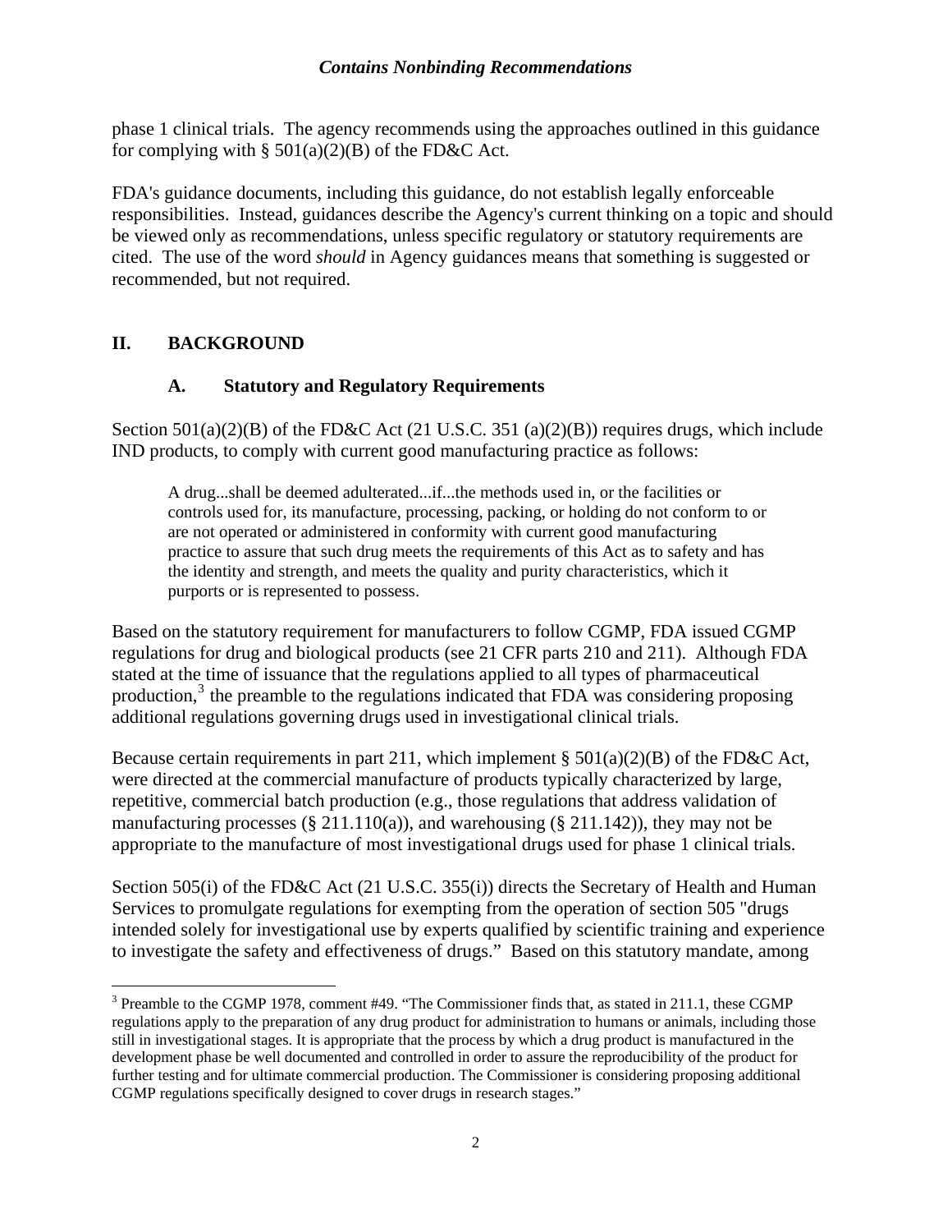phase 1 clinical trials. The agency recommends using the approaches outlined in this guidance for complying with § 501(a)(2)(B) of the FD&C Act.

FDA's guidance documents, including this guidance, do not establish legally enforceable responsibilities. Instead, guidances describe the Agency's current thinking on a topic and should be viewed only as recommendations, unless specific regulatory or statutory requirements are cited. The use of the word *should* in Agency guidances means that something is suggested or recommended, but not required.

## II. BACKGROUND

### A. Statutory and Regulatory Requirements

Section 501(a)(2)(B) of the FD&C Act (21 U.S.C. 351 (a)(2)(B)) requires drugs, which include IND products, to comply with current good manufacturing practice as follows:

> A drug...shall be deemed adulterated...if...the methods used in, or the facilities or controls used for, its manufacture, processing, packing, or holding do not conform to or are not operated or administered in conformity with current good manufacturing practice to assure that such drug meets the requirements of this Act as to safety and has the identity and strength, and meets the quality and purity characteristics, which it purports or is represented to possess.

Based on the statutory requirement for manufacturers to follow CGMP, FDA issued CGMP regulations for drug and biological products (see 21 CFR parts 210 and 211). Although FDA stated at the time of issuance that the regulations applied to all types of pharmaceutical production,[3] the preamble to the regulations indicated that FDA was considering proposing additional regulations governing drugs used in investigational clinical trials.

Because certain requirements in part 211, which implement § 501(a)(2)(B) of the FD&C Act, were directed at the commercial manufacture of products typically characterized by large, repetitive, commercial batch production (e.g., those regulations that address validation of manufacturing processes (§ 211.110(a)), and warehousing (§ 211.142)), they may not be appropriate to the manufacture of most investigational drugs used for phase 1 clinical trials.

Section 505(i) of the FD&C Act (21 U.S.C. 355(i)) directs the Secretary of Health and Human Services to promulgate regulations for exempting from the operation of section 505 "drugs intended solely for investigational use by experts qualified by scientific training and experience to investigate the safety and effectiveness of drugs." Based on this statutory mandate, among

[3] Preamble to the CGMP 1978, comment #49. "The Commissioner finds that, as stated in 211.1, these CGMP regulations apply to the preparation of any drug product for administration to humans or animals, including those still in investigational stages. It is appropriate that the process by which a drug product is manufactured in the development phase be well documented and controlled in order to assure the reproducibility of the product for further testing and for ultimate commercial production. The Commissioner is considering proposing additional CGMP regulations specifically designed to cover drugs in research stages."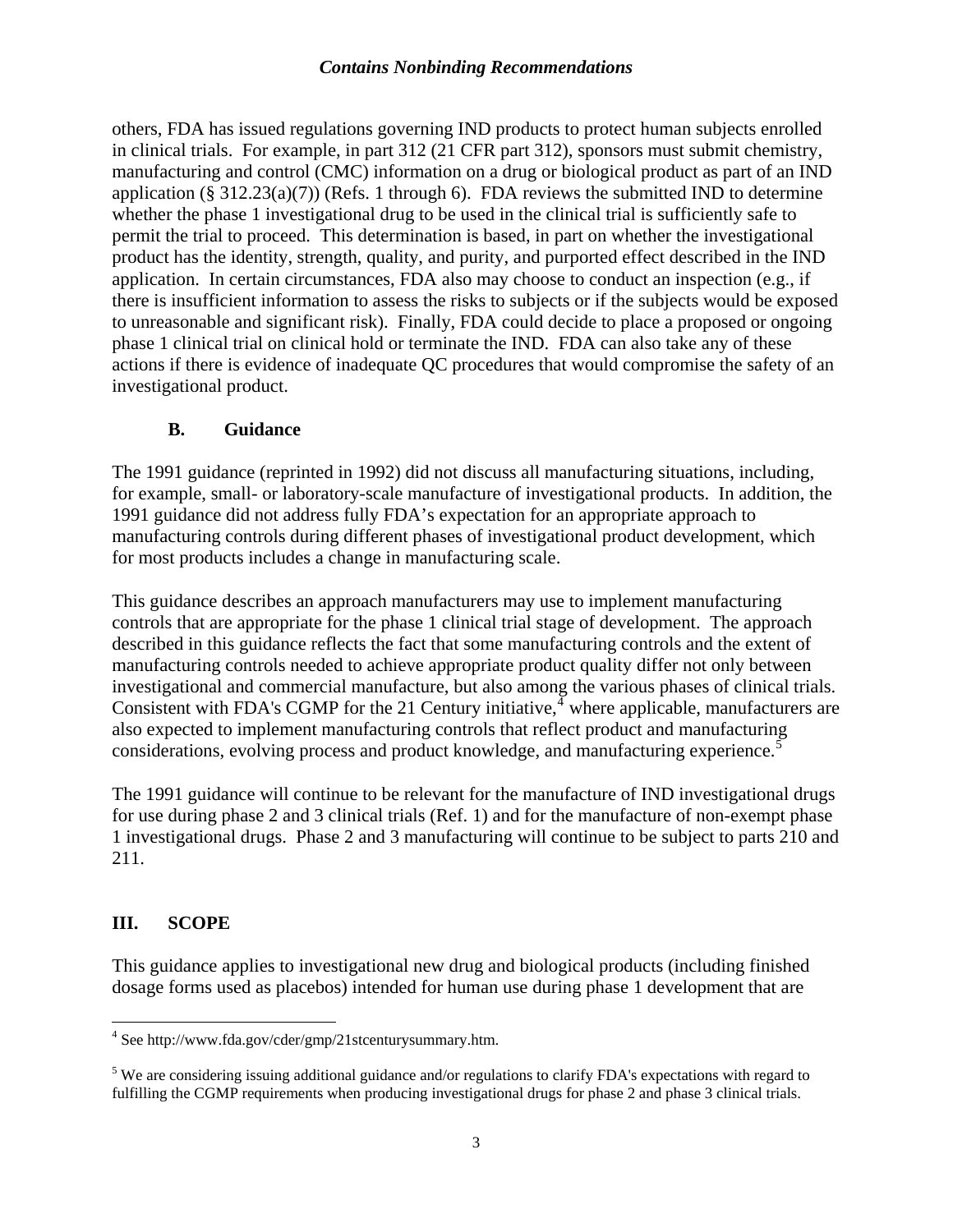others, FDA has issued regulations governing IND products to protect human subjects enrolled in clinical trials. For example, in part 312 (21 CFR part 312), sponsors must submit chemistry, manufacturing and control (CMC) information on a drug or biological product as part of an IND application (§ 312.23(a)(7)) (Refs. 1 through 6). FDA reviews the submitted IND to determine whether the phase 1 investigational drug to be used in the clinical trial is sufficiently safe to permit the trial to proceed. This determination is based, in part on whether the investigational product has the identity, strength, quality, and purity, and purported effect described in the IND application. In certain circumstances, FDA also may choose to conduct an inspection (e.g., if there is insufficient information to assess the risks to subjects or if the subjects would be exposed to unreasonable and significant risk). Finally, FDA could decide to place a proposed or ongoing phase 1 clinical trial on clinical hold or terminate the IND. FDA can also take any of these actions if there is evidence of inadequate QC procedures that would compromise the safety of an investigational product.

### B. Guidance

The 1991 guidance (reprinted in 1992) did not discuss all manufacturing situations, including, for example, small- or laboratory-scale manufacture of investigational products. In addition, the 1991 guidance did not address fully FDA's expectation for an appropriate approach to manufacturing controls during different phases of investigational product development, which for most products includes a change in manufacturing scale.

This guidance describes an approach manufacturers may use to implement manufacturing controls that are appropriate for the phase 1 clinical trial stage of development. The approach described in this guidance reflects the fact that some manufacturing controls and the extent of manufacturing controls needed to achieve appropriate product quality differ not only between investigational and commercial manufacture, but also among the various phases of clinical trials. Consistent with FDA's CGMP for the 21 Century initiative,[4] where applicable, manufacturers are also expected to implement manufacturing controls that reflect product and manufacturing considerations, evolving process and product knowledge, and manufacturing experience.[5]

The 1991 guidance will continue to be relevant for the manufacture of IND investigational drugs for use during phase 2 and 3 clinical trials (Ref. 1) and for the manufacture of non-exempt phase 1 investigational drugs. Phase 2 and 3 manufacturing will continue to be subject to parts 210 and 211.

## III. SCOPE

This guidance applies to investigational new drug and biological products (including finished dosage forms used as placebos) intended for human use during phase 1 development that are

---

[4] See http://www.fda.gov/cder/gmp/21stcenturysummary.htm.

[5] We are considering issuing additional guidance and/or regulations to clarify FDA's expectations with regard to fulfilling the CGMP requirements when producing investigational drugs for phase 2 and phase 3 clinical trials.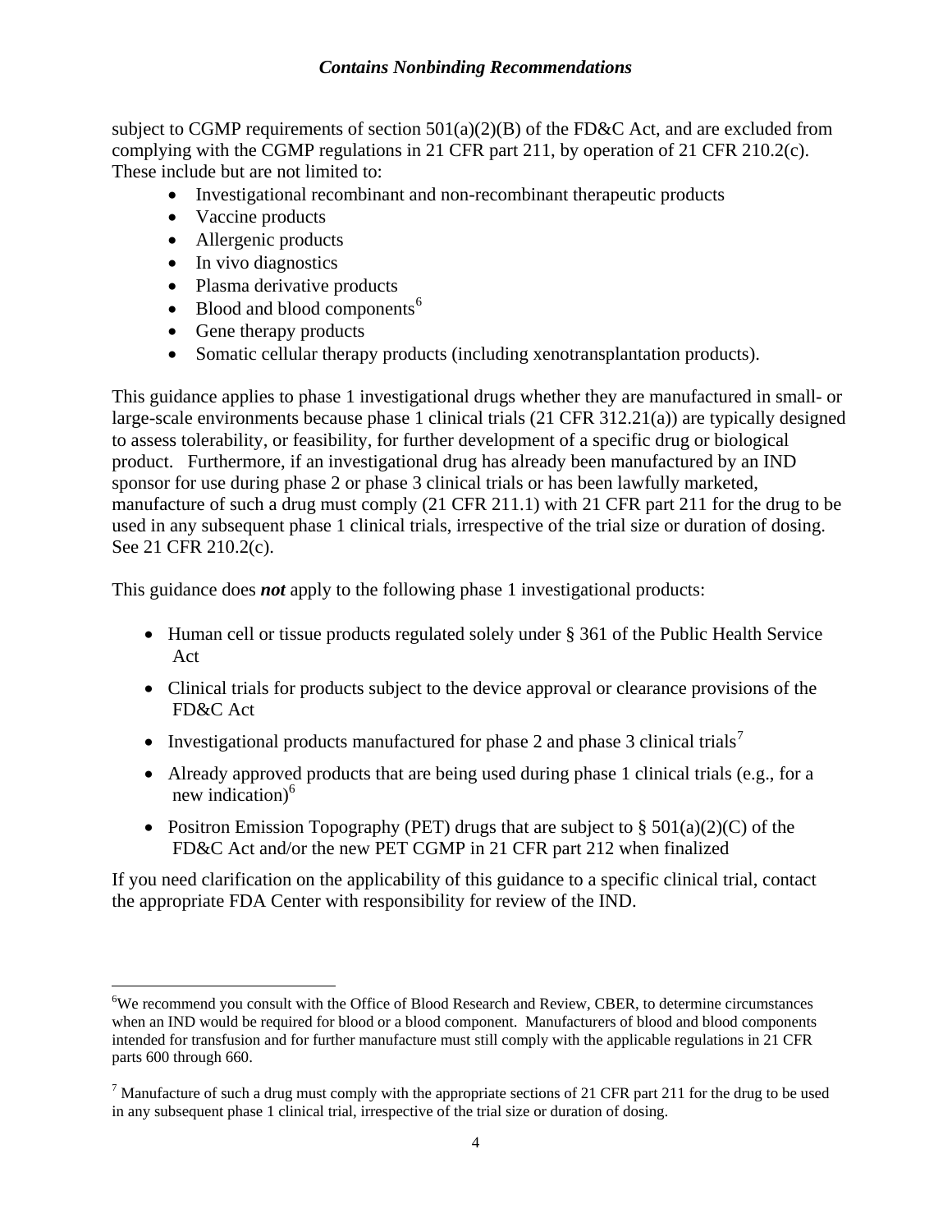subject to CGMP requirements of section 501(a)(2)(B) of the FD&C Act, and are excluded from complying with the CGMP regulations in 21 CFR part 211, by operation of 21 CFR 210.2(c). These include but are not limited to:

- Investigational recombinant and non-recombinant therapeutic products
- Vaccine products
- Allergenic products
- In vivo diagnostics
- Plasma derivative products
- Blood and blood components[6]
- Gene therapy products
- Somatic cellular therapy products (including xenotransplantation products).

This guidance applies to phase 1 investigational drugs whether they are manufactured in small- or large-scale environments because phase 1 clinical trials (21 CFR 312.21(a)) are typically designed to assess tolerability, or feasibility, for further development of a specific drug or biological product. Furthermore, if an investigational drug has already been manufactured by an IND sponsor for use during phase 2 or phase 3 clinical trials or has been lawfully marketed, manufacture of such a drug must comply (21 CFR 211.1) with 21 CFR part 211 for the drug to be used in any subsequent phase 1 clinical trials, irrespective of the trial size or duration of dosing. See 21 CFR 210.2(c).

This guidance does ***not*** apply to the following phase 1 investigational products:

- Human cell or tissue products regulated solely under § 361 of the Public Health Service Act
- Clinical trials for products subject to the device approval or clearance provisions of the FD&C Act
- Investigational products manufactured for phase 2 and phase 3 clinical trials[7]
- Already approved products that are being used during phase 1 clinical trials (e.g., for a new indication)[6]
- Positron Emission Topography (PET) drugs that are subject to § 501(a)(2)(C) of the FD&C Act and/or the new PET CGMP in 21 CFR part 212 when finalized

If you need clarification on the applicability of this guidance to a specific clinical trial, contact the appropriate FDA Center with responsibility for review of the IND.

---

[6] We recommend you consult with the Office of Blood Research and Review, CBER, to determine circumstances when an IND would be required for blood or a blood component. Manufacturers of blood and blood components intended for transfusion and for further manufacture must still comply with the applicable regulations in 21 CFR parts 600 through 660.

[7] Manufacture of such a drug must comply with the appropriate sections of 21 CFR part 211 for the drug to be used in any subsequent phase 1 clinical trial, irrespective of the trial size or duration of dosing.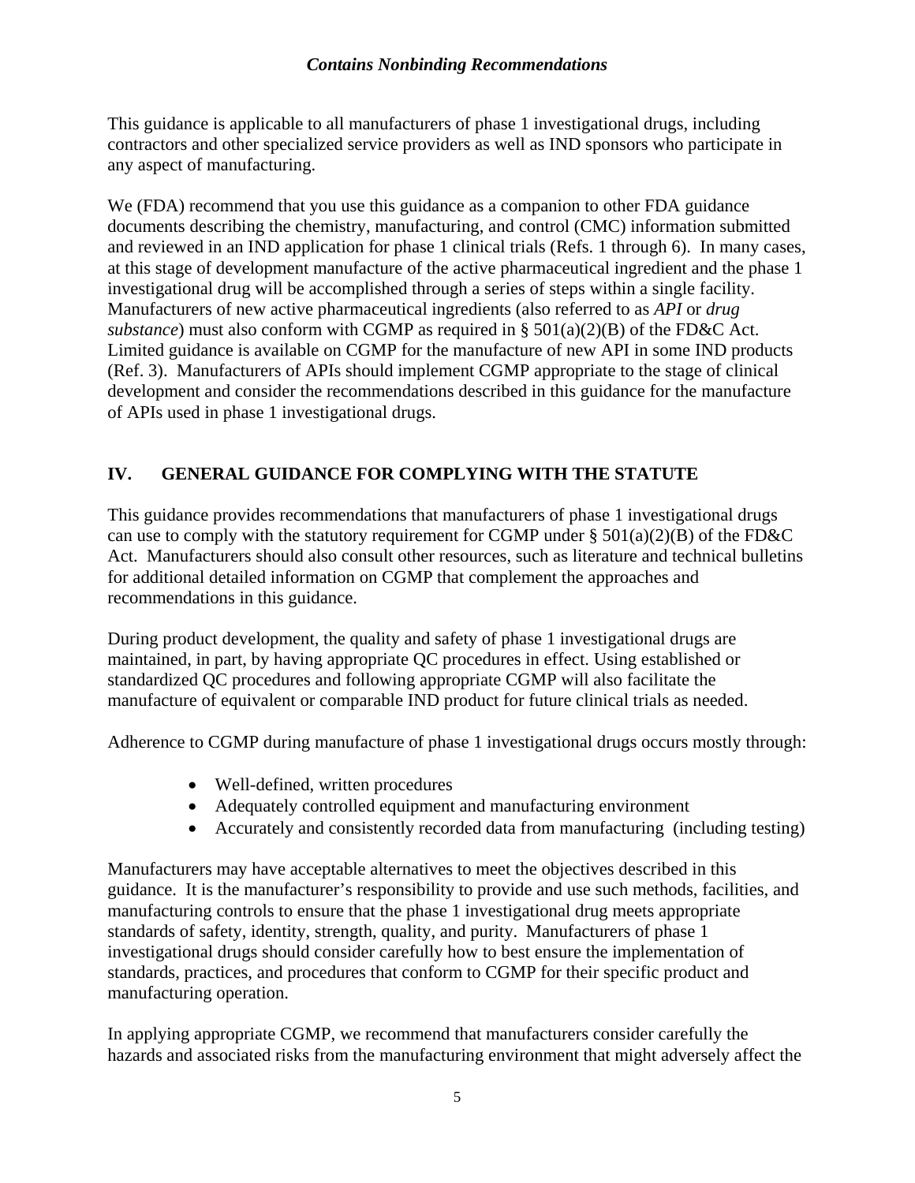This guidance is applicable to all manufacturers of phase 1 investigational drugs, including contractors and other specialized service providers as well as IND sponsors who participate in any aspect of manufacturing.

We (FDA) recommend that you use this guidance as a companion to other FDA guidance documents describing the chemistry, manufacturing, and control (CMC) information submitted and reviewed in an IND application for phase 1 clinical trials (Refs. 1 through 6). In many cases, at this stage of development manufacture of the active pharmaceutical ingredient and the phase 1 investigational drug will be accomplished through a series of steps within a single facility. Manufacturers of new active pharmaceutical ingredients (also referred to as *API* or *drug substance*) must also conform with CGMP as required in § 501(a)(2)(B) of the FD&C Act. Limited guidance is available on CGMP for the manufacture of new API in some IND products (Ref. 3). Manufacturers of APIs should implement CGMP appropriate to the stage of clinical development and consider the recommendations described in this guidance for the manufacture of APIs used in phase 1 investigational drugs.

## IV. GENERAL GUIDANCE FOR COMPLYING WITH THE STATUTE

This guidance provides recommendations that manufacturers of phase 1 investigational drugs can use to comply with the statutory requirement for CGMP under § 501(a)(2)(B) of the FD&C Act. Manufacturers should also consult other resources, such as literature and technical bulletins for additional detailed information on CGMP that complement the approaches and recommendations in this guidance.

During product development, the quality and safety of phase 1 investigational drugs are maintained, in part, by having appropriate QC procedures in effect. Using established or standardized QC procedures and following appropriate CGMP will also facilitate the manufacture of equivalent or comparable IND product for future clinical trials as needed.

Adherence to CGMP during manufacture of phase 1 investigational drugs occurs mostly through:

- Well-defined, written procedures
- Adequately controlled equipment and manufacturing environment
- Accurately and consistently recorded data from manufacturing (including testing)

Manufacturers may have acceptable alternatives to meet the objectives described in this guidance. It is the manufacturer's responsibility to provide and use such methods, facilities, and manufacturing controls to ensure that the phase 1 investigational drug meets appropriate standards of safety, identity, strength, quality, and purity. Manufacturers of phase 1 investigational drugs should consider carefully how to best ensure the implementation of standards, practices, and procedures that conform to CGMP for their specific product and manufacturing operation.

In applying appropriate CGMP, we recommend that manufacturers consider carefully the hazards and associated risks from the manufacturing environment that might adversely affect the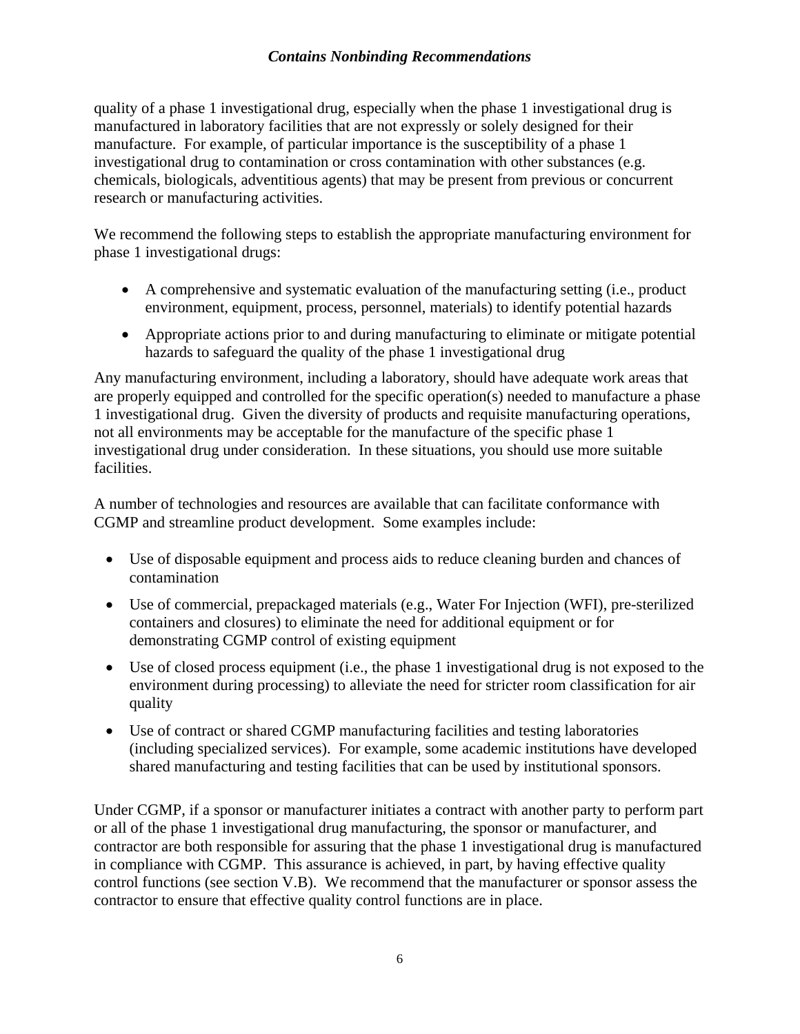quality of a phase 1 investigational drug, especially when the phase 1 investigational drug is manufactured in laboratory facilities that are not expressly or solely designed for their manufacture. For example, of particular importance is the susceptibility of a phase 1 investigational drug to contamination or cross contamination with other substances (e.g. chemicals, biologicals, adventitious agents) that may be present from previous or concurrent research or manufacturing activities.

We recommend the following steps to establish the appropriate manufacturing environment for phase 1 investigational drugs:

- A comprehensive and systematic evaluation of the manufacturing setting (i.e., product environment, equipment, process, personnel, materials) to identify potential hazards
- Appropriate actions prior to and during manufacturing to eliminate or mitigate potential hazards to safeguard the quality of the phase 1 investigational drug

Any manufacturing environment, including a laboratory, should have adequate work areas that are properly equipped and controlled for the specific operation(s) needed to manufacture a phase 1 investigational drug. Given the diversity of products and requisite manufacturing operations, not all environments may be acceptable for the manufacture of the specific phase 1 investigational drug under consideration. In these situations, you should use more suitable facilities.

A number of technologies and resources are available that can facilitate conformance with CGMP and streamline product development. Some examples include:

- Use of disposable equipment and process aids to reduce cleaning burden and chances of contamination
- Use of commercial, prepackaged materials (e.g., Water For Injection (WFI), pre-sterilized containers and closures) to eliminate the need for additional equipment or for demonstrating CGMP control of existing equipment
- Use of closed process equipment (i.e., the phase 1 investigational drug is not exposed to the environment during processing) to alleviate the need for stricter room classification for air quality
- Use of contract or shared CGMP manufacturing facilities and testing laboratories (including specialized services). For example, some academic institutions have developed shared manufacturing and testing facilities that can be used by institutional sponsors.

Under CGMP, if a sponsor or manufacturer initiates a contract with another party to perform part or all of the phase 1 investigational drug manufacturing, the sponsor or manufacturer, and contractor are both responsible for assuring that the phase 1 investigational drug is manufactured in compliance with CGMP. This assurance is achieved, in part, by having effective quality control functions (see section V.B). We recommend that the manufacturer or sponsor assess the contractor to ensure that effective quality control functions are in place.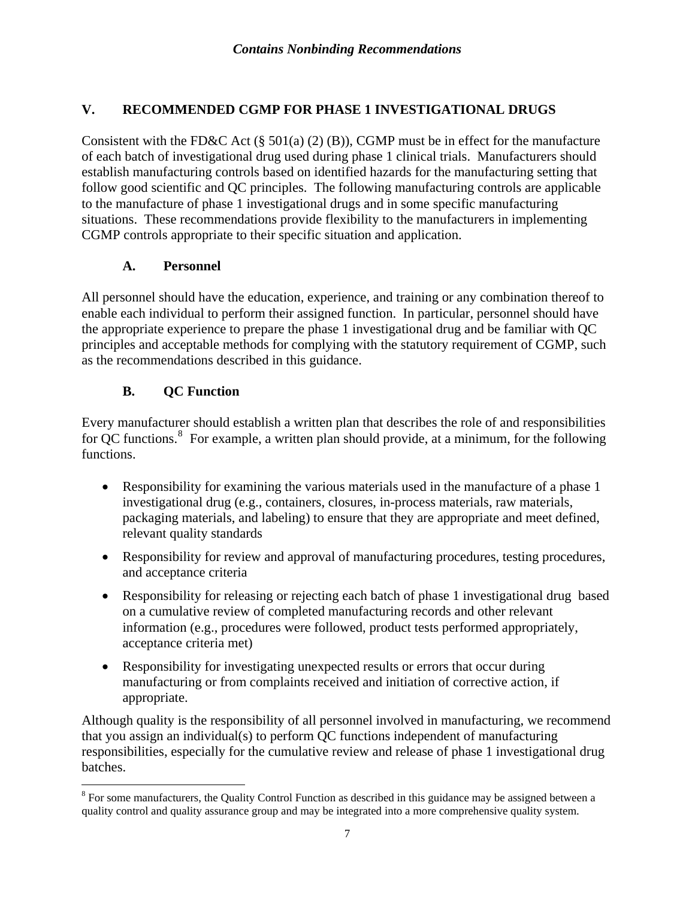## V. RECOMMENDED CGMP FOR PHASE 1 INVESTIGATIONAL DRUGS

Consistent with the FD&C Act (§ 501(a) (2) (B)), CGMP must be in effect for the manufacture of each batch of investigational drug used during phase 1 clinical trials. Manufacturers should establish manufacturing controls based on identified hazards for the manufacturing setting that follow good scientific and QC principles. The following manufacturing controls are applicable to the manufacture of phase 1 investigational drugs and in some specific manufacturing situations. These recommendations provide flexibility to the manufacturers in implementing CGMP controls appropriate to their specific situation and application.

### A. Personnel

All personnel should have the education, experience, and training or any combination thereof to enable each individual to perform their assigned function. In particular, personnel should have the appropriate experience to prepare the phase 1 investigational drug and be familiar with QC principles and acceptable methods for complying with the statutory requirement of CGMP, such as the recommendations described in this guidance.

### B. QC Function

Every manufacturer should establish a written plan that describes the role of and responsibilities for QC functions.[8] For example, a written plan should provide, at a minimum, for the following functions.

- Responsibility for examining the various materials used in the manufacture of a phase 1 investigational drug (e.g., containers, closures, in-process materials, raw materials, packaging materials, and labeling) to ensure that they are appropriate and meet defined, relevant quality standards
- Responsibility for review and approval of manufacturing procedures, testing procedures, and acceptance criteria
- Responsibility for releasing or rejecting each batch of phase 1 investigational drug based on a cumulative review of completed manufacturing records and other relevant information (e.g., procedures were followed, product tests performed appropriately, acceptance criteria met)
- Responsibility for investigating unexpected results or errors that occur during manufacturing or from complaints received and initiation of corrective action, if appropriate.

Although quality is the responsibility of all personnel involved in manufacturing, we recommend that you assign an individual(s) to perform QC functions independent of manufacturing responsibilities, especially for the cumulative review and release of phase 1 investigational drug batches.

[8] For some manufacturers, the Quality Control Function as described in this guidance may be assigned between a quality control and quality assurance group and may be integrated into a more comprehensive quality system.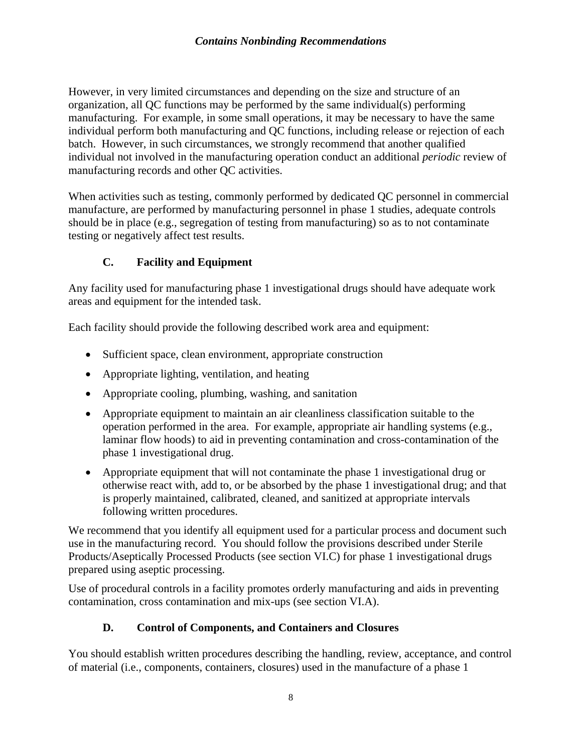However, in very limited circumstances and depending on the size and structure of an organization, all QC functions may be performed by the same individual(s) performing manufacturing. For example, in some small operations, it may be necessary to have the same individual perform both manufacturing and QC functions, including release or rejection of each batch. However, in such circumstances, we strongly recommend that another qualified individual not involved in the manufacturing operation conduct an additional *periodic* review of manufacturing records and other QC activities.

When activities such as testing, commonly performed by dedicated QC personnel in commercial manufacture, are performed by manufacturing personnel in phase 1 studies, adequate controls should be in place (e.g., segregation of testing from manufacturing) so as to not contaminate testing or negatively affect test results.

### C. Facility and Equipment

Any facility used for manufacturing phase 1 investigational drugs should have adequate work areas and equipment for the intended task.

Each facility should provide the following described work area and equipment:

- Sufficient space, clean environment, appropriate construction
- Appropriate lighting, ventilation, and heating
- Appropriate cooling, plumbing, washing, and sanitation
- Appropriate equipment to maintain an air cleanliness classification suitable to the operation performed in the area. For example, appropriate air handling systems (e.g., laminar flow hoods) to aid in preventing contamination and cross-contamination of the phase 1 investigational drug.
- Appropriate equipment that will not contaminate the phase 1 investigational drug or otherwise react with, add to, or be absorbed by the phase 1 investigational drug; and that is properly maintained, calibrated, cleaned, and sanitized at appropriate intervals following written procedures.

We recommend that you identify all equipment used for a particular process and document such use in the manufacturing record. You should follow the provisions described under Sterile Products/Aseptically Processed Products (see section VI.C) for phase 1 investigational drugs prepared using aseptic processing.

Use of procedural controls in a facility promotes orderly manufacturing and aids in preventing contamination, cross contamination and mix-ups (see section VI.A).

### D. Control of Components, and Containers and Closures

You should establish written procedures describing the handling, review, acceptance, and control of material (i.e., components, containers, closures) used in the manufacture of a phase 1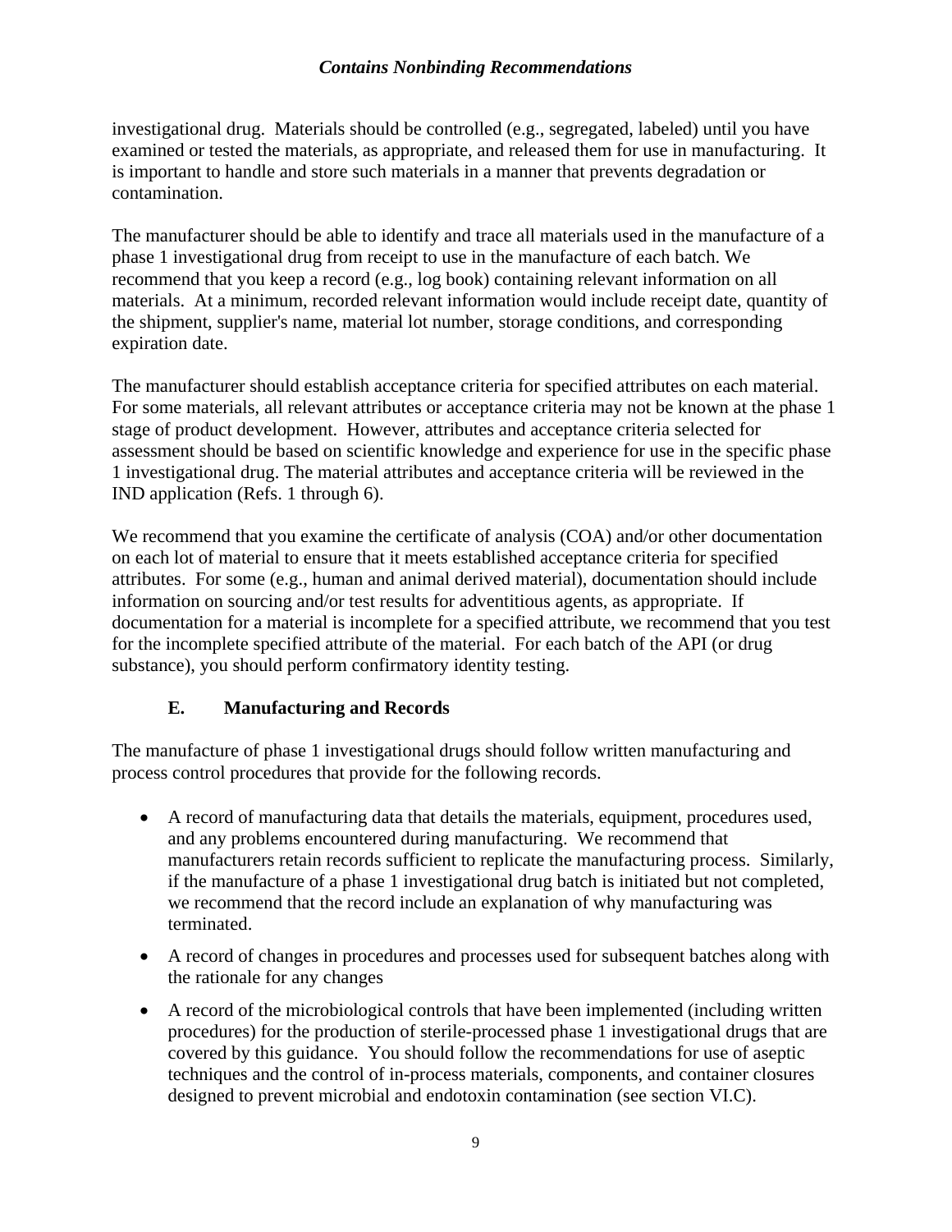investigational drug. Materials should be controlled (e.g., segregated, labeled) until you have examined or tested the materials, as appropriate, and released them for use in manufacturing. It is important to handle and store such materials in a manner that prevents degradation or contamination.

The manufacturer should be able to identify and trace all materials used in the manufacture of a phase 1 investigational drug from receipt to use in the manufacture of each batch. We recommend that you keep a record (e.g., log book) containing relevant information on all materials. At a minimum, recorded relevant information would include receipt date, quantity of the shipment, supplier's name, material lot number, storage conditions, and corresponding expiration date.

The manufacturer should establish acceptance criteria for specified attributes on each material. For some materials, all relevant attributes or acceptance criteria may not be known at the phase 1 stage of product development. However, attributes and acceptance criteria selected for assessment should be based on scientific knowledge and experience for use in the specific phase 1 investigational drug. The material attributes and acceptance criteria will be reviewed in the IND application (Refs. 1 through 6).

We recommend that you examine the certificate of analysis (COA) and/or other documentation on each lot of material to ensure that it meets established acceptance criteria for specified attributes. For some (e.g., human and animal derived material), documentation should include information on sourcing and/or test results for adventitious agents, as appropriate. If documentation for a material is incomplete for a specified attribute, we recommend that you test for the incomplete specified attribute of the material. For each batch of the API (or drug substance), you should perform confirmatory identity testing.

### E. Manufacturing and Records

The manufacture of phase 1 investigational drugs should follow written manufacturing and process control procedures that provide for the following records.

- A record of manufacturing data that details the materials, equipment, procedures used, and any problems encountered during manufacturing. We recommend that manufacturers retain records sufficient to replicate the manufacturing process. Similarly, if the manufacture of a phase 1 investigational drug batch is initiated but not completed, we recommend that the record include an explanation of why manufacturing was terminated.
- A record of changes in procedures and processes used for subsequent batches along with the rationale for any changes
- A record of the microbiological controls that have been implemented (including written procedures) for the production of sterile-processed phase 1 investigational drugs that are covered by this guidance. You should follow the recommendations for use of aseptic techniques and the control of in-process materials, components, and container closures designed to prevent microbial and endotoxin contamination (see section VI.C).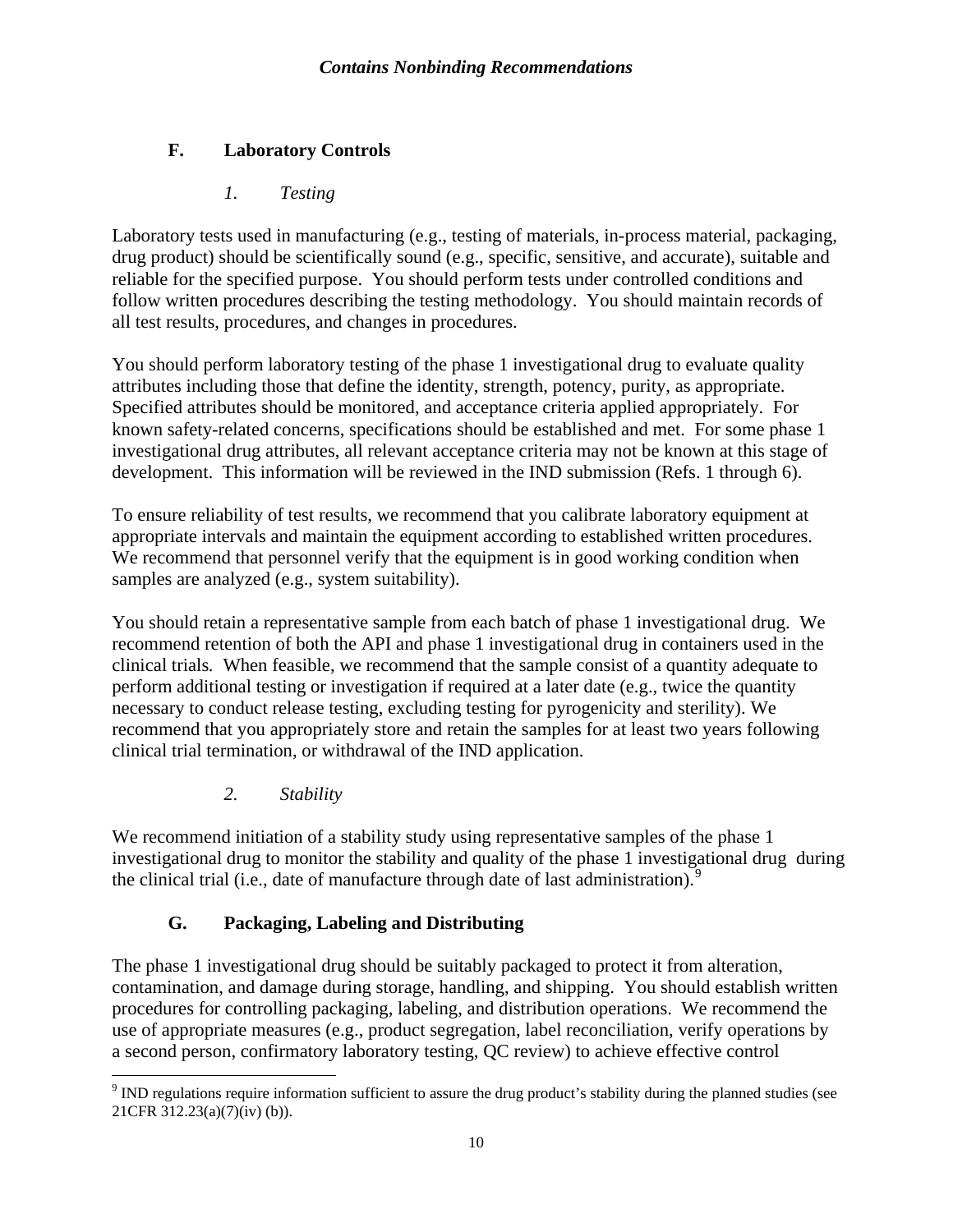### F. Laboratory Controls

#### *1. Testing*

Laboratory tests used in manufacturing (e.g., testing of materials, in-process material, packaging, drug product) should be scientifically sound (e.g., specific, sensitive, and accurate), suitable and reliable for the specified purpose. You should perform tests under controlled conditions and follow written procedures describing the testing methodology. You should maintain records of all test results, procedures, and changes in procedures.

You should perform laboratory testing of the phase 1 investigational drug to evaluate quality attributes including those that define the identity, strength, potency, purity, as appropriate. Specified attributes should be monitored, and acceptance criteria applied appropriately. For known safety-related concerns, specifications should be established and met. For some phase 1 investigational drug attributes, all relevant acceptance criteria may not be known at this stage of development. This information will be reviewed in the IND submission (Refs. 1 through 6).

To ensure reliability of test results, we recommend that you calibrate laboratory equipment at appropriate intervals and maintain the equipment according to established written procedures. We recommend that personnel verify that the equipment is in good working condition when samples are analyzed (e.g., system suitability).

You should retain a representative sample from each batch of phase 1 investigational drug. We recommend retention of both the API and phase 1 investigational drug in containers used in the clinical trials. When feasible, we recommend that the sample consist of a quantity adequate to perform additional testing or investigation if required at a later date (e.g., twice the quantity necessary to conduct release testing, excluding testing for pyrogenicity and sterility). We recommend that you appropriately store and retain the samples for at least two years following clinical trial termination, or withdrawal of the IND application.

#### *2. Stability*

We recommend initiation of a stability study using representative samples of the phase 1 investigational drug to monitor the stability and quality of the phase 1 investigational drug during the clinical trial (i.e., date of manufacture through date of last administration).[9]

### G. Packaging, Labeling and Distributing

The phase 1 investigational drug should be suitably packaged to protect it from alteration, contamination, and damage during storage, handling, and shipping. You should establish written procedures for controlling packaging, labeling, and distribution operations. We recommend the use of appropriate measures (e.g., product segregation, label reconciliation, verify operations by a second person, confirmatory laboratory testing, QC review) to achieve effective control

---

[9] IND regulations require information sufficient to assure the drug product's stability during the planned studies (see 21CFR 312.23(a)(7)(iv) (b)).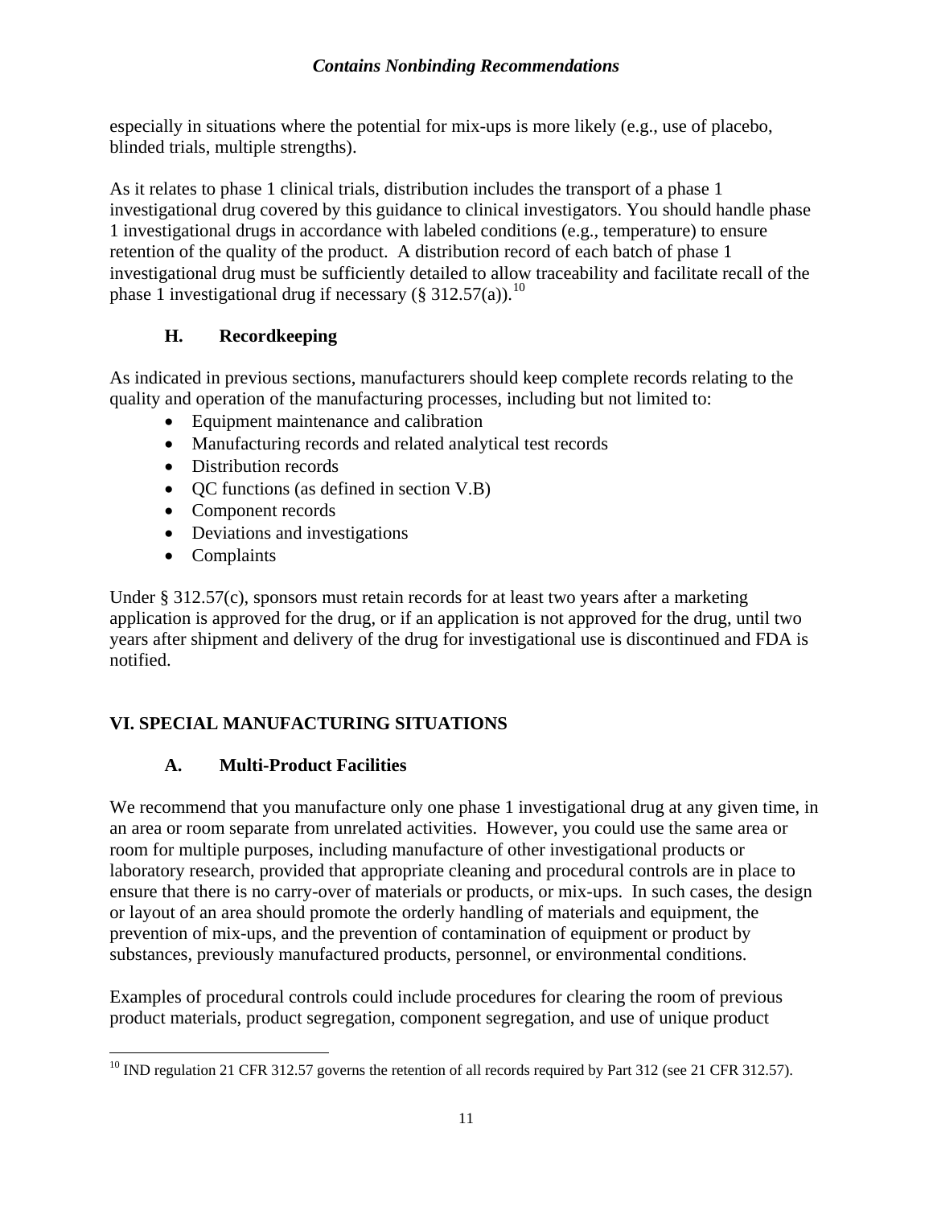especially in situations where the potential for mix-ups is more likely (e.g., use of placebo, blinded trials, multiple strengths).

As it relates to phase 1 clinical trials, distribution includes the transport of a phase 1 investigational drug covered by this guidance to clinical investigators. You should handle phase 1 investigational drugs in accordance with labeled conditions (e.g., temperature) to ensure retention of the quality of the product. A distribution record of each batch of phase 1 investigational drug must be sufficiently detailed to allow traceability and facilitate recall of the phase 1 investigational drug if necessary (§ 312.57(a)).[10]

### H. Recordkeeping

As indicated in previous sections, manufacturers should keep complete records relating to the quality and operation of the manufacturing processes, including but not limited to:

- Equipment maintenance and calibration
- Manufacturing records and related analytical test records
- Distribution records
- QC functions (as defined in section V.B)
- Component records
- Deviations and investigations
- Complaints

Under § 312.57(c), sponsors must retain records for at least two years after a marketing application is approved for the drug, or if an application is not approved for the drug, until two years after shipment and delivery of the drug for investigational use is discontinued and FDA is notified.

## VI. SPECIAL MANUFACTURING SITUATIONS

### A. Multi-Product Facilities

We recommend that you manufacture only one phase 1 investigational drug at any given time, in an area or room separate from unrelated activities. However, you could use the same area or room for multiple purposes, including manufacture of other investigational products or laboratory research, provided that appropriate cleaning and procedural controls are in place to ensure that there is no carry-over of materials or products, or mix-ups. In such cases, the design or layout of an area should promote the orderly handling of materials and equipment, the prevention of mix-ups, and the prevention of contamination of equipment or product by substances, previously manufactured products, personnel, or environmental conditions.

Examples of procedural controls could include procedures for clearing the room of previous product materials, product segregation, component segregation, and use of unique product

[10] IND regulation 21 CFR 312.57 governs the retention of all records required by Part 312 (see 21 CFR 312.57).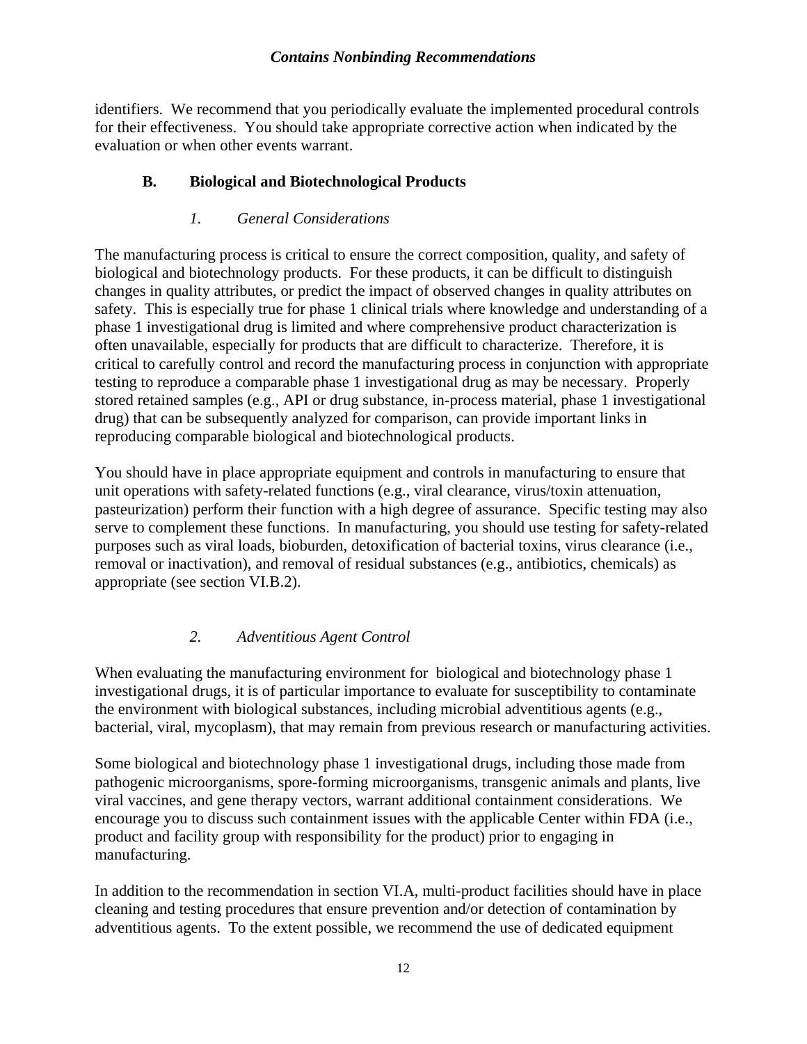identifiers. We recommend that you periodically evaluate the implemented procedural controls for their effectiveness. You should take appropriate corrective action when indicated by the evaluation or when other events warrant.

## B. Biological and Biotechnological Products

### *1. General Considerations*

The manufacturing process is critical to ensure the correct composition, quality, and safety of biological and biotechnology products. For these products, it can be difficult to distinguish changes in quality attributes, or predict the impact of observed changes in quality attributes on safety. This is especially true for phase 1 clinical trials where knowledge and understanding of a phase 1 investigational drug is limited and where comprehensive product characterization is often unavailable, especially for products that are difficult to characterize. Therefore, it is critical to carefully control and record the manufacturing process in conjunction with appropriate testing to reproduce a comparable phase 1 investigational drug as may be necessary. Properly stored retained samples (e.g., API or drug substance, in-process material, phase 1 investigational drug) that can be subsequently analyzed for comparison, can provide important links in reproducing comparable biological and biotechnological products.

You should have in place appropriate equipment and controls in manufacturing to ensure that unit operations with safety-related functions (e.g., viral clearance, virus/toxin attenuation, pasteurization) perform their function with a high degree of assurance. Specific testing may also serve to complement these functions. In manufacturing, you should use testing for safety-related purposes such as viral loads, bioburden, detoxification of bacterial toxins, virus clearance (i.e., removal or inactivation), and removal of residual substances (e.g., antibiotics, chemicals) as appropriate (see section VI.B.2).

### *2. Adventitious Agent Control*

When evaluating the manufacturing environment for biological and biotechnology phase 1 investigational drugs, it is of particular importance to evaluate for susceptibility to contaminate the environment with biological substances, including microbial adventitious agents (e.g., bacterial, viral, mycoplasm), that may remain from previous research or manufacturing activities.

Some biological and biotechnology phase 1 investigational drugs, including those made from pathogenic microorganisms, spore-forming microorganisms, transgenic animals and plants, live viral vaccines, and gene therapy vectors, warrant additional containment considerations. We encourage you to discuss such containment issues with the applicable Center within FDA (i.e., product and facility group with responsibility for the product) prior to engaging in manufacturing.

In addition to the recommendation in section VI.A, multi-product facilities should have in place cleaning and testing procedures that ensure prevention and/or detection of contamination by adventitious agents. To the extent possible, we recommend the use of dedicated equipment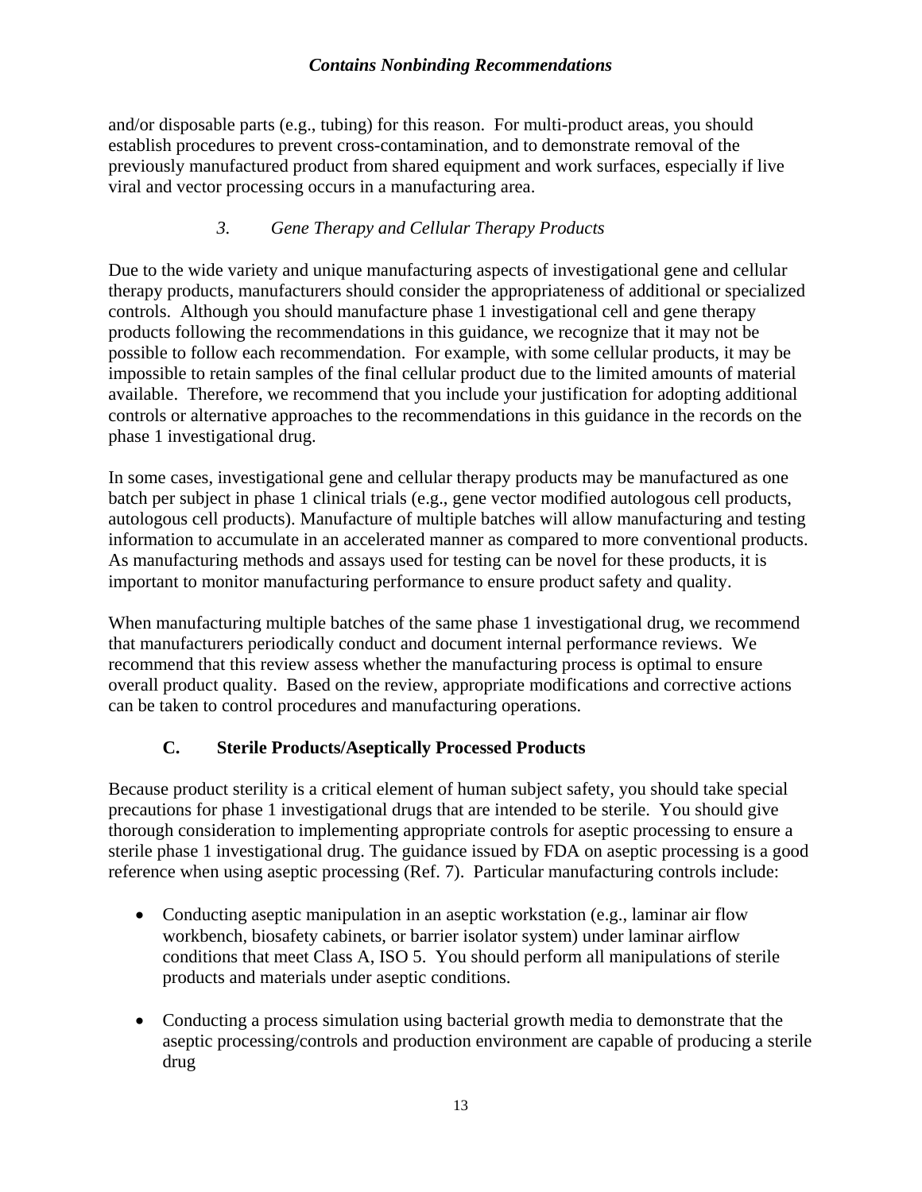and/or disposable parts (e.g., tubing) for this reason. For multi-product areas, you should establish procedures to prevent cross-contamination, and to demonstrate removal of the previously manufactured product from shared equipment and work surfaces, especially if live viral and vector processing occurs in a manufacturing area.

#### *3. Gene Therapy and Cellular Therapy Products*

Due to the wide variety and unique manufacturing aspects of investigational gene and cellular therapy products, manufacturers should consider the appropriateness of additional or specialized controls. Although you should manufacture phase 1 investigational cell and gene therapy products following the recommendations in this guidance, we recognize that it may not be possible to follow each recommendation. For example, with some cellular products, it may be impossible to retain samples of the final cellular product due to the limited amounts of material available. Therefore, we recommend that you include your justification for adopting additional controls or alternative approaches to the recommendations in this guidance in the records on the phase 1 investigational drug.

In some cases, investigational gene and cellular therapy products may be manufactured as one batch per subject in phase 1 clinical trials (e.g., gene vector modified autologous cell products, autologous cell products). Manufacture of multiple batches will allow manufacturing and testing information to accumulate in an accelerated manner as compared to more conventional products. As manufacturing methods and assays used for testing can be novel for these products, it is important to monitor manufacturing performance to ensure product safety and quality.

When manufacturing multiple batches of the same phase 1 investigational drug, we recommend that manufacturers periodically conduct and document internal performance reviews. We recommend that this review assess whether the manufacturing process is optimal to ensure overall product quality. Based on the review, appropriate modifications and corrective actions can be taken to control procedures and manufacturing operations.

### C. Sterile Products/Aseptically Processed Products

Because product sterility is a critical element of human subject safety, you should take special precautions for phase 1 investigational drugs that are intended to be sterile. You should give thorough consideration to implementing appropriate controls for aseptic processing to ensure a sterile phase 1 investigational drug. The guidance issued by FDA on aseptic processing is a good reference when using aseptic processing (Ref. 7). Particular manufacturing controls include:

- Conducting aseptic manipulation in an aseptic workstation (e.g., laminar air flow workbench, biosafety cabinets, or barrier isolator system) under laminar airflow conditions that meet Class A, ISO 5. You should perform all manipulations of sterile products and materials under aseptic conditions.

- Conducting a process simulation using bacterial growth media to demonstrate that the aseptic processing/controls and production environment are capable of producing a sterile drug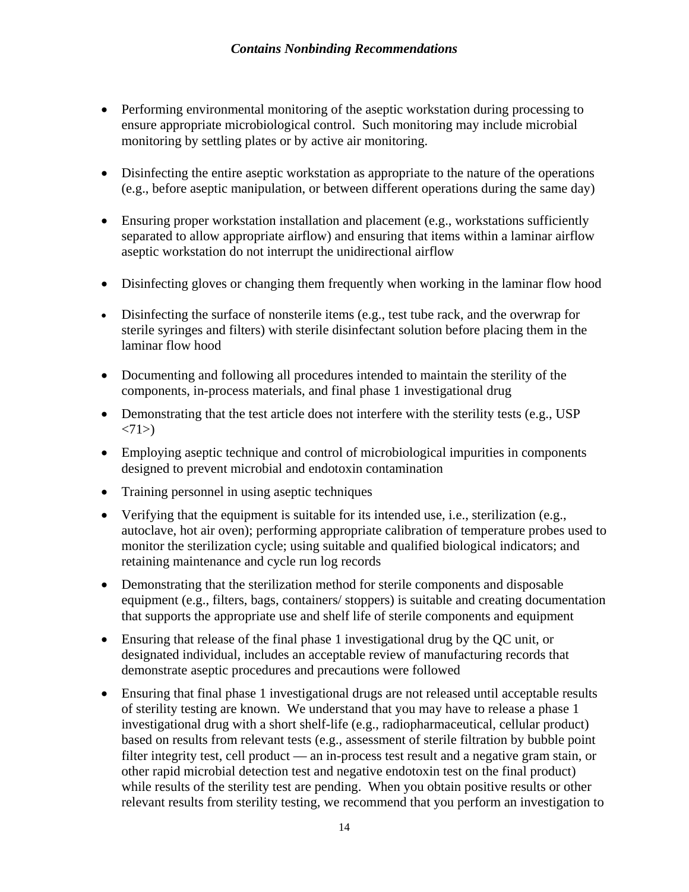- Performing environmental monitoring of the aseptic workstation during processing to ensure appropriate microbiological control. Such monitoring may include microbial monitoring by settling plates or by active air monitoring.

- Disinfecting the entire aseptic workstation as appropriate to the nature of the operations (e.g., before aseptic manipulation, or between different operations during the same day)

- Ensuring proper workstation installation and placement (e.g., workstations sufficiently separated to allow appropriate airflow) and ensuring that items within a laminar airflow aseptic workstation do not interrupt the unidirectional airflow

- Disinfecting gloves or changing them frequently when working in the laminar flow hood

- Disinfecting the surface of nonsterile items (e.g., test tube rack, and the overwrap for sterile syringes and filters) with sterile disinfectant solution before placing them in the laminar flow hood

- Documenting and following all procedures intended to maintain the sterility of the components, in-process materials, and final phase 1 investigational drug

- Demonstrating that the test article does not interfere with the sterility tests (e.g., USP <71>)

- Employing aseptic technique and control of microbiological impurities in components designed to prevent microbial and endotoxin contamination

- Training personnel in using aseptic techniques

- Verifying that the equipment is suitable for its intended use, i.e., sterilization (e.g., autoclave, hot air oven); performing appropriate calibration of temperature probes used to monitor the sterilization cycle; using suitable and qualified biological indicators; and retaining maintenance and cycle run log records

- Demonstrating that the sterilization method for sterile components and disposable equipment (e.g., filters, bags, containers/ stoppers) is suitable and creating documentation that supports the appropriate use and shelf life of sterile components and equipment

- Ensuring that release of the final phase 1 investigational drug by the QC unit, or designated individual, includes an acceptable review of manufacturing records that demonstrate aseptic procedures and precautions were followed

- Ensuring that final phase 1 investigational drugs are not released until acceptable results of sterility testing are known. We understand that you may have to release a phase 1 investigational drug with a short shelf-life (e.g., radiopharmaceutical, cellular product) based on results from relevant tests (e.g., assessment of sterile filtration by bubble point filter integrity test, cell product — an in-process test result and a negative gram stain, or other rapid microbial detection test and negative endotoxin test on the final product) while results of the sterility test are pending. When you obtain positive results or other relevant results from sterility testing, we recommend that you perform an investigation to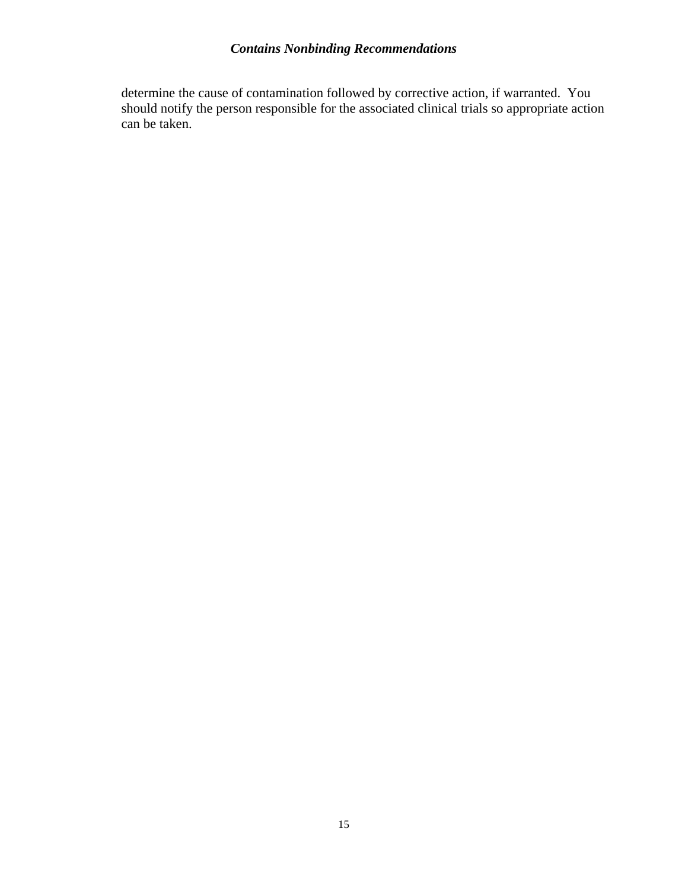determine the cause of contamination followed by corrective action, if warranted. You should notify the person responsible for the associated clinical trials so appropriate action can be taken.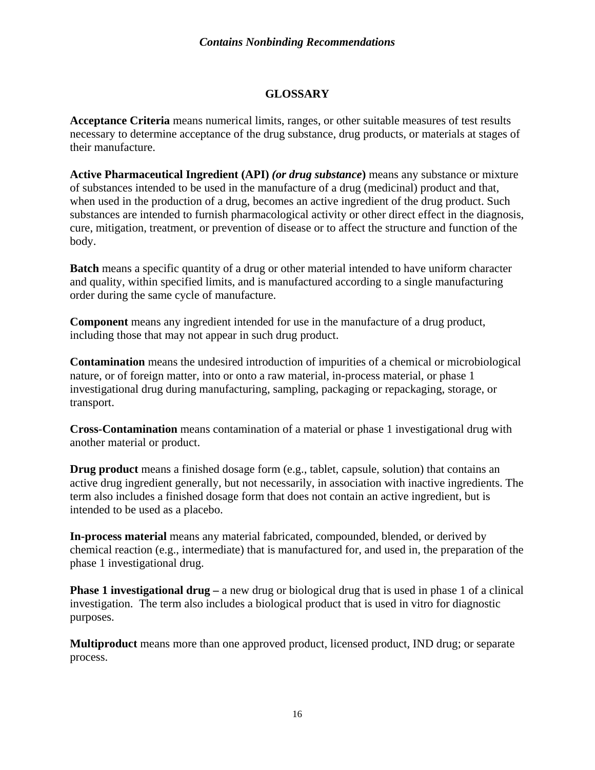## GLOSSARY

**Acceptance Criteria** means numerical limits, ranges, or other suitable measures of test results necessary to determine acceptance of the drug substance, drug products, or materials at stages of their manufacture.

**Active Pharmaceutical Ingredient (API)** ***(or drug substance*)** means any substance or mixture of substances intended to be used in the manufacture of a drug (medicinal) product and that, when used in the production of a drug, becomes an active ingredient of the drug product. Such substances are intended to furnish pharmacological activity or other direct effect in the diagnosis, cure, mitigation, treatment, or prevention of disease or to affect the structure and function of the body.

**Batch** means a specific quantity of a drug or other material intended to have uniform character and quality, within specified limits, and is manufactured according to a single manufacturing order during the same cycle of manufacture.

**Component** means any ingredient intended for use in the manufacture of a drug product, including those that may not appear in such drug product.

**Contamination** means the undesired introduction of impurities of a chemical or microbiological nature, or of foreign matter, into or onto a raw material, in-process material, or phase 1 investigational drug during manufacturing, sampling, packaging or repackaging, storage, or transport.

**Cross-Contamination** means contamination of a material or phase 1 investigational drug with another material or product.

**Drug product** means a finished dosage form (e.g., tablet, capsule, solution) that contains an active drug ingredient generally, but not necessarily, in association with inactive ingredients. The term also includes a finished dosage form that does not contain an active ingredient, but is intended to be used as a placebo.

**In-process material** means any material fabricated, compounded, blended, or derived by chemical reaction (e.g., intermediate) that is manufactured for, and used in, the preparation of the phase 1 investigational drug.

**Phase 1 investigational drug –** a new drug or biological drug that is used in phase 1 of a clinical investigation. The term also includes a biological product that is used in vitro for diagnostic purposes.

**Multiproduct** means more than one approved product, licensed product, IND drug; or separate process.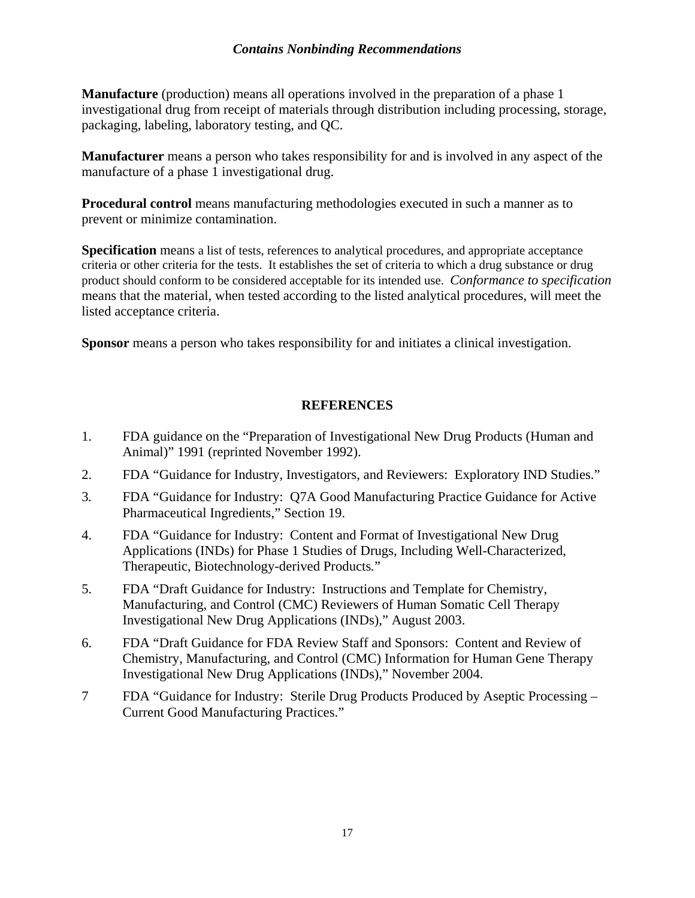**Manufacture** (production) means all operations involved in the preparation of a phase 1 investigational drug from receipt of materials through distribution including processing, storage, packaging, labeling, laboratory testing, and QC.

**Manufacturer** means a person who takes responsibility for and is involved in any aspect of the manufacture of a phase 1 investigational drug.

**Procedural control** means manufacturing methodologies executed in such a manner as to prevent or minimize contamination.

**Specification** means a list of tests, references to analytical procedures, and appropriate acceptance criteria or other criteria for the tests. It establishes the set of criteria to which a drug substance or drug product should conform to be considered acceptable for its intended use. *Conformance to specification* means that the material, when tested according to the listed analytical procedures, will meet the listed acceptance criteria.

**Sponsor** means a person who takes responsibility for and initiates a clinical investigation.

## REFERENCES

1. FDA guidance on the "Preparation of Investigational New Drug Products (Human and Animal)" 1991 (reprinted November 1992).
2. FDA "Guidance for Industry, Investigators, and Reviewers: Exploratory IND Studies."
3. FDA "Guidance for Industry: Q7A Good Manufacturing Practice Guidance for Active Pharmaceutical Ingredients," Section 19.
4. FDA "Guidance for Industry: Content and Format of Investigational New Drug Applications (INDs) for Phase 1 Studies of Drugs, Including Well-Characterized, Therapeutic, Biotechnology-derived Products."
5. FDA "Draft Guidance for Industry: Instructions and Template for Chemistry, Manufacturing, and Control (CMC) Reviewers of Human Somatic Cell Therapy Investigational New Drug Applications (INDs)," August 2003.
6. FDA "Draft Guidance for FDA Review Staff and Sponsors: Content and Review of Chemistry, Manufacturing, and Control (CMC) Information for Human Gene Therapy Investigational New Drug Applications (INDs)," November 2004.
7. FDA "Guidance for Industry: Sterile Drug Products Produced by Aseptic Processing – Current Good Manufacturing Practices."